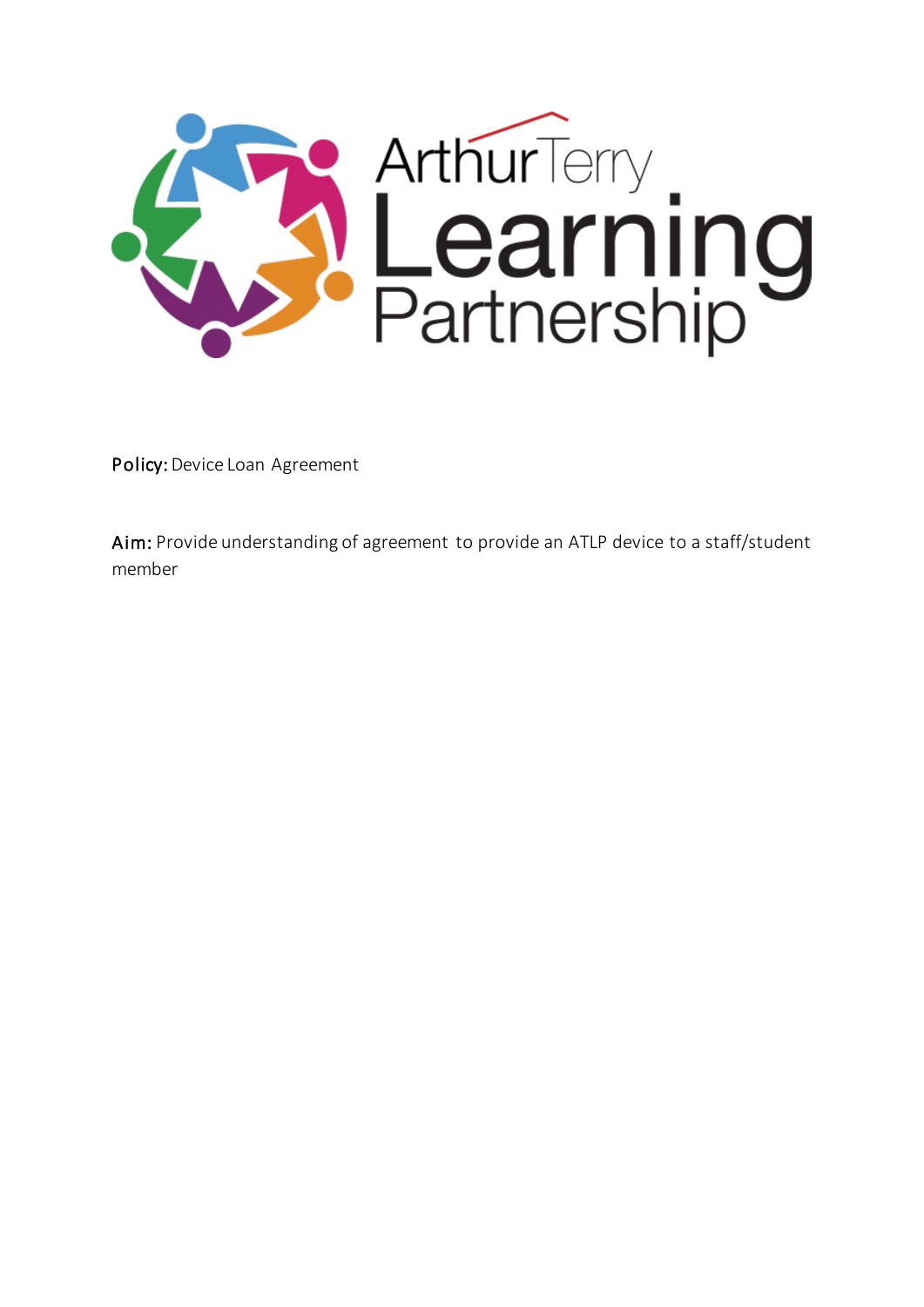**Policy:** Device Loan Agreement

**Aim:** Provide understanding of agreement to provide an ATLP device to a staff/student member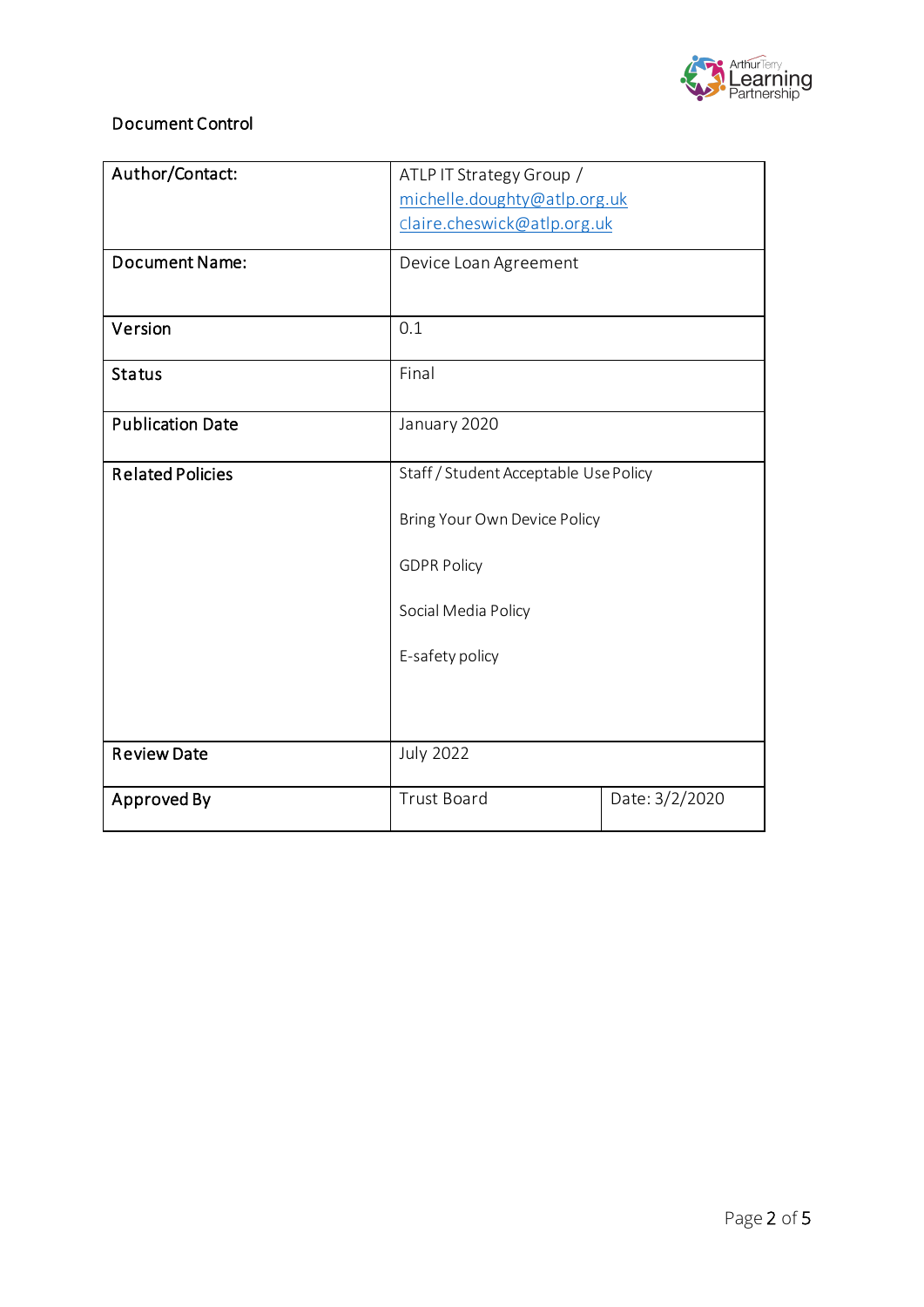Document Control

| Author/Contact: | ATLP IT Strategy Group / michelle.doughty@atlp.org.uk claire.cheswick@atlp.org.uk | |
|---|---|---|
| Document Name: | Device Loan Agreement | |
| Version | 0.1 | |
| Status | Final | |
| Publication Date | January 2020 | |
| Related Policies | Staff / Student Acceptable Use Policy<br><br>Bring Your Own Device Policy<br><br>GDPR Policy<br><br>Social Media Policy<br><br>E-safety policy | |
| Review Date | July 2022 | |
| Approved By | Trust Board | Date: 3/2/2020 |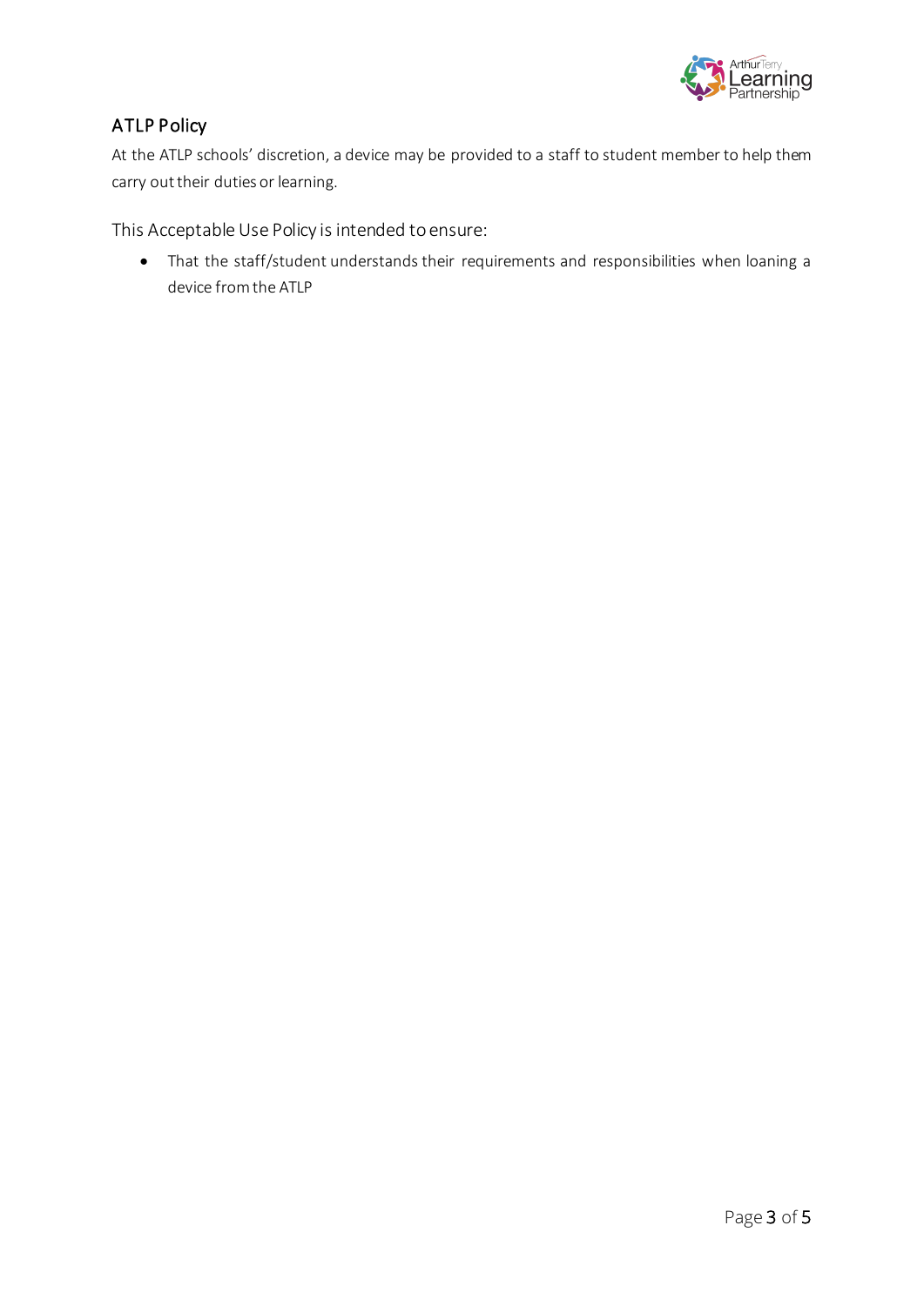## ATLP Policy

At the ATLP schools' discretion, a device may be provided to a staff to student member to help them carry out their duties or learning.

This Acceptable Use Policy is intended to ensure:

- That the staff/student understands their requirements and responsibilities when loaning a device from the ATLP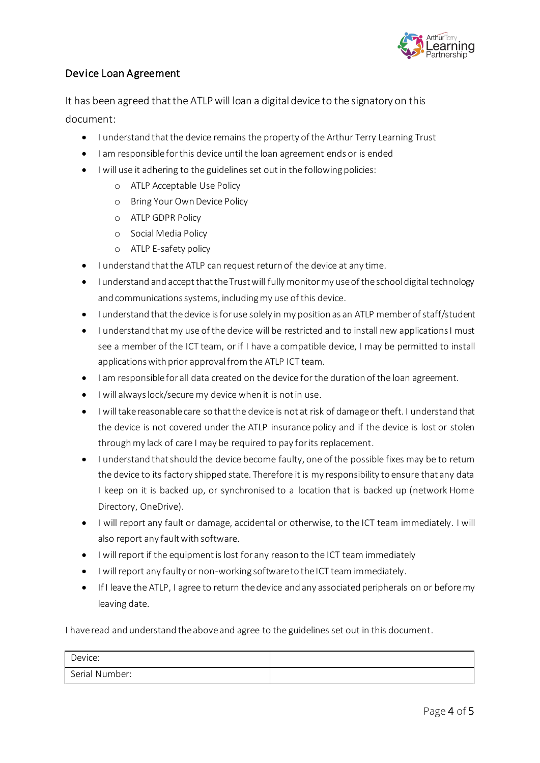## Device Loan Agreement

It has been agreed that the ATLP will loan a digital device to the signatory on this document:

- I understand that the device remains the property of the Arthur Terry Learning Trust
- I am responsible for this device until the loan agreement ends or is ended
- I will use it adhering to the guidelines set out in the following policies:
    - ATLP Acceptable Use Policy
    - Bring Your Own Device Policy
    - ATLP GDPR Policy
    - Social Media Policy
    - ATLP E-safety policy
- I understand that the ATLP can request return of the device at any time.
- I understand and accept that the Trust will fully monitor my use of the school digital technology and communications systems, including my use of this device.
- I understand that the device is for use solely in my position as an ATLP member of staff/student
- I understand that my use of the device will be restricted and to install new applications I must see a member of the ICT team, or if I have a compatible device, I may be permitted to install applications with prior approval from the ATLP ICT team.
- I am responsible for all data created on the device for the duration of the loan agreement.
- I will always lock/secure my device when it is not in use.
- I will take reasonable care so that the device is not at risk of damage or theft. I understand that the device is not covered under the ATLP insurance policy and if the device is lost or stolen through my lack of care I may be required to pay for its replacement.
- I understand that should the device become faulty, one of the possible fixes may be to return the device to its factory shipped state. Therefore it is my responsibility to ensure that any data I keep on it is backed up, or synchronised to a location that is backed up (network Home Directory, OneDrive).
- I will report any fault or damage, accidental or otherwise, to the ICT team immediately. I will also report any fault with software.
- I will report if the equipment is lost for any reason to the ICT team immediately
- I will report any faulty or non-working software to the ICT team immediately.
- If I leave the ATLP, I agree to return the device and any associated peripherals on or before my leaving date.

I have read and understand the above and agree to the guidelines set out in this document.

| Device: | |
|---|---|
| Serial Number: | |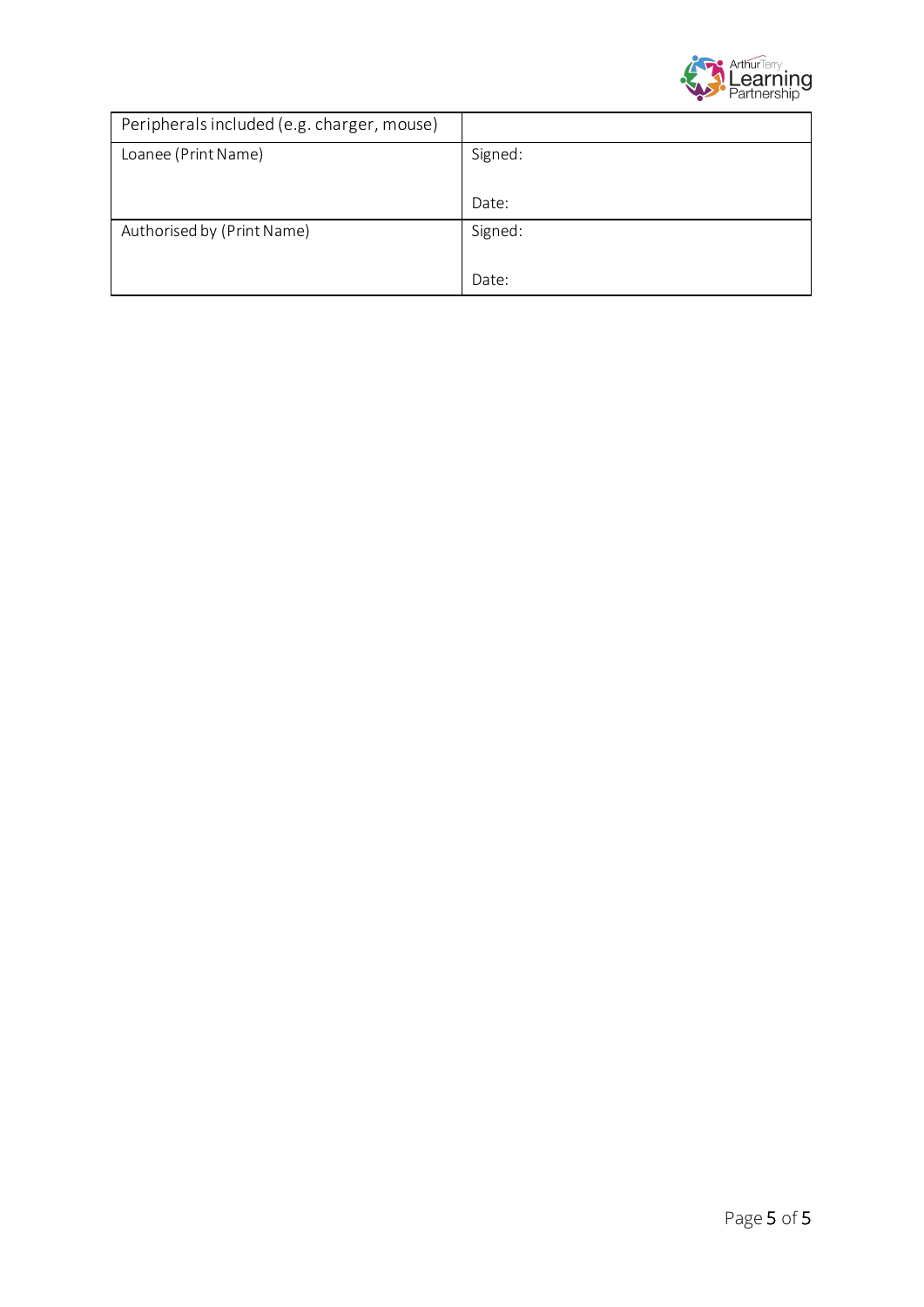| | |
|---|---|
| Peripherals included (e.g. charger, mouse) | |
| Loanee (Print Name) | Signed:<br><br>Date: |
| Authorised by (Print Name) | Signed:<br><br>Date: |